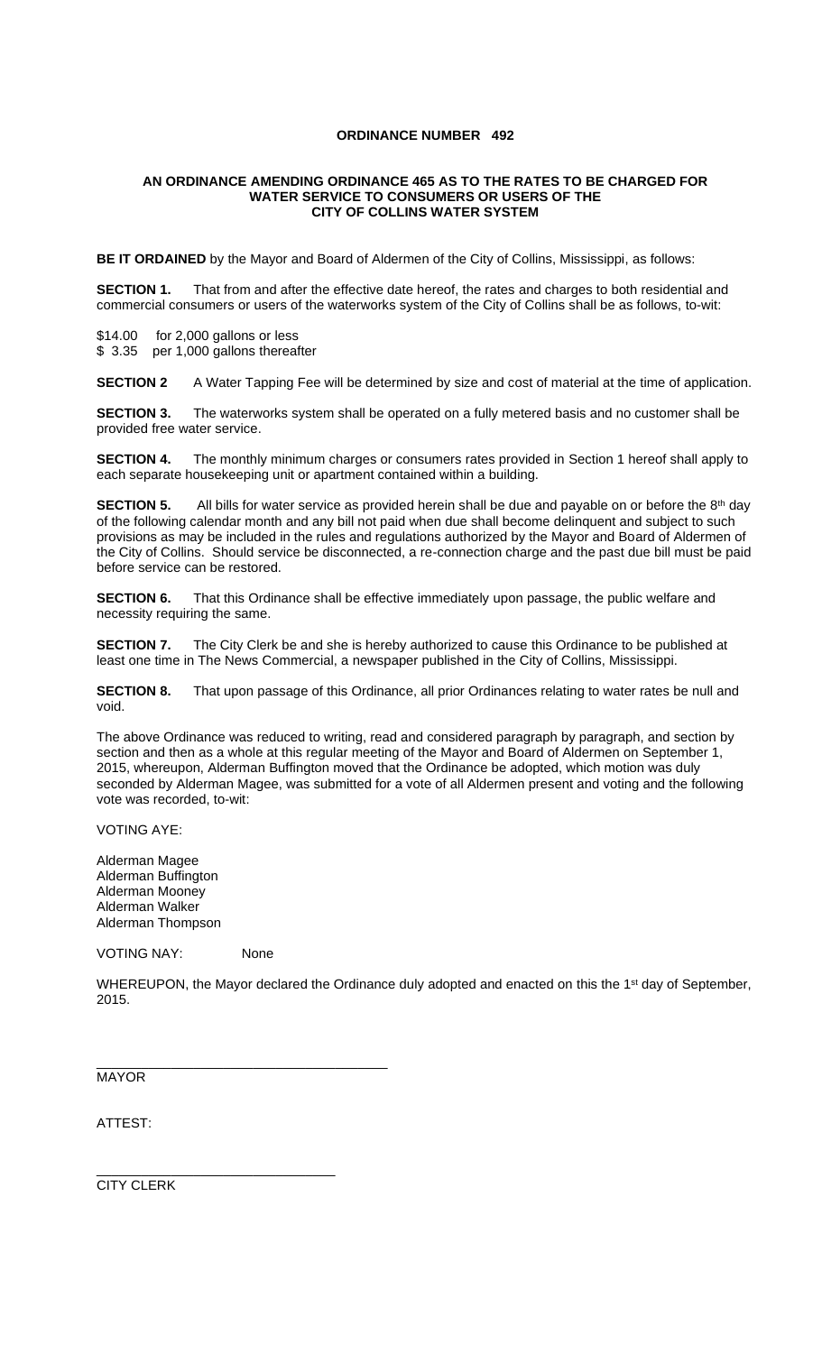# ORDINANCE NUMBER 492

## AN ORDINANCE AMENDING ORDINANCE 465 AS TO THE RATES TO BE CHARGED FOR WATER SERVICE TO CONSUMERS OR USERS OF THE CITY OF COLLINS WATER SYSTEM

**BE IT ORDAINED** by the Mayor and Board of Aldermen of the City of Collins, Mississippi, as follows:

**SECTION 1.** That from and after the effective date hereof, the rates and charges to both residential and commercial consumers or users of the waterworks system of the City of Collins shall be as follows, to-wit:

$14.00 for 2,000 gallons or less
$ 3.35 per 1,000 gallons thereafter

**SECTION 2** A Water Tapping Fee will be determined by size and cost of material at the time of application.

**SECTION 3.** The waterworks system shall be operated on a fully metered basis and no customer shall be provided free water service.

**SECTION 4.** The monthly minimum charges or consumers rates provided in Section 1 hereof shall apply to each separate housekeeping unit or apartment contained within a building.

**SECTION 5.** All bills for water service as provided herein shall be due and payable on or before the 8th day of the following calendar month and any bill not paid when due shall become delinquent and subject to such provisions as may be included in the rules and regulations authorized by the Mayor and Board of Aldermen of the City of Collins. Should service be disconnected, a re-connection charge and the past due bill must be paid before service can be restored.

**SECTION 6.** That this Ordinance shall be effective immediately upon passage, the public welfare and necessity requiring the same.

**SECTION 7.** The City Clerk be and she is hereby authorized to cause this Ordinance to be published at least one time in The News Commercial, a newspaper published in the City of Collins, Mississippi.

**SECTION 8.** That upon passage of this Ordinance, all prior Ordinances relating to water rates be null and void.

The above Ordinance was reduced to writing, read and considered paragraph by paragraph, and section by section and then as a whole at this regular meeting of the Mayor and Board of Aldermen on September 1, 2015, whereupon, Alderman Buffington moved that the Ordinance be adopted, which motion was duly seconded by Alderman Magee, was submitted for a vote of all Aldermen present and voting and the following vote was recorded, to-wit:

VOTING AYE:

Alderman Magee
Alderman Buffington
Alderman Mooney
Alderman Walker
Alderman Thompson

VOTING NAY: None

WHEREUPON, the Mayor declared the Ordinance duly adopted and enacted on this the 1st day of September, 2015.

______________________________________
MAYOR

ATTEST:

______________________________
CITY CLERK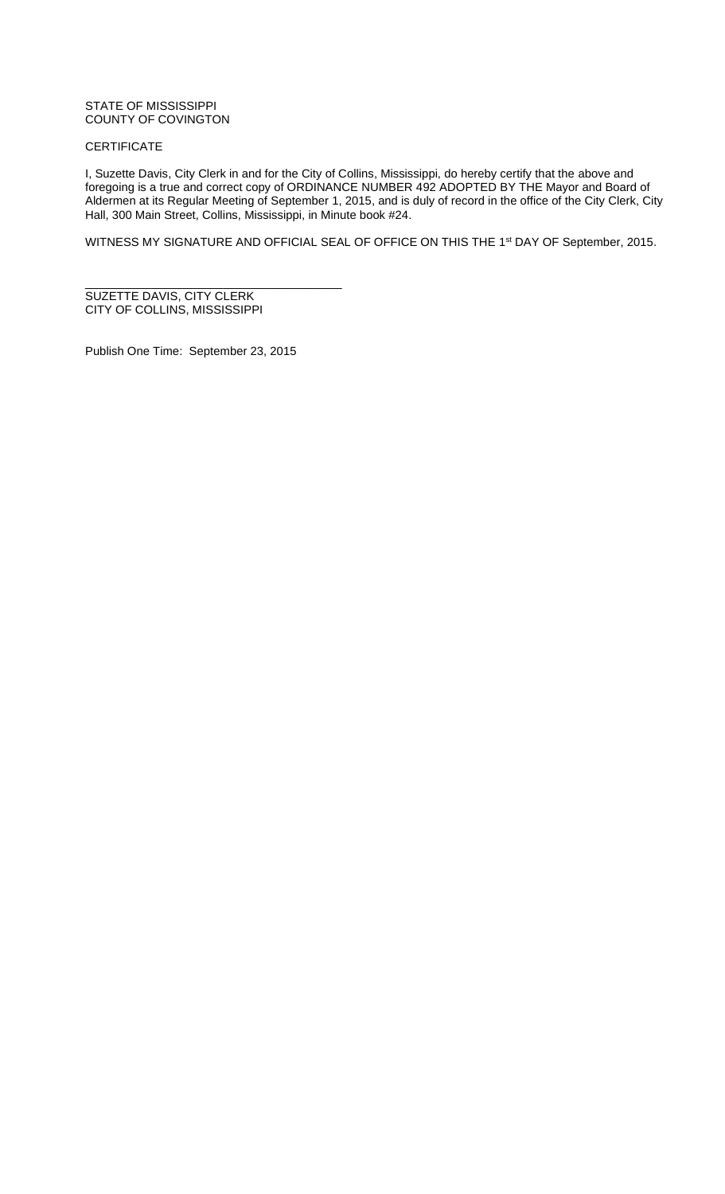STATE OF MISSISSIPPI
COUNTY OF COVINGTON

CERTIFICATE

I, Suzette Davis, City Clerk in and for the City of Collins, Mississippi, do hereby certify that the above and foregoing is a true and correct copy of ORDINANCE NUMBER 492 ADOPTED BY THE Mayor and Board of Aldermen at its Regular Meeting of September 1, 2015, and is duly of record in the office of the City Clerk, City Hall, 300 Main Street, Collins, Mississippi, in Minute book #24.

WITNESS MY SIGNATURE AND OFFICIAL SEAL OF OFFICE ON THIS THE 1st DAY OF September, 2015.

\_\_\_\_\_\_\_\_\_\_\_\_\_\_\_\_\_\_\_\_\_\_\_\_\_\_\_\_\_\_\_\_\_\_\_\_\_\_
SUZETTE DAVIS, CITY CLERK
CITY OF COLLINS, MISSISSIPPI

Publish One Time: September 23, 2015